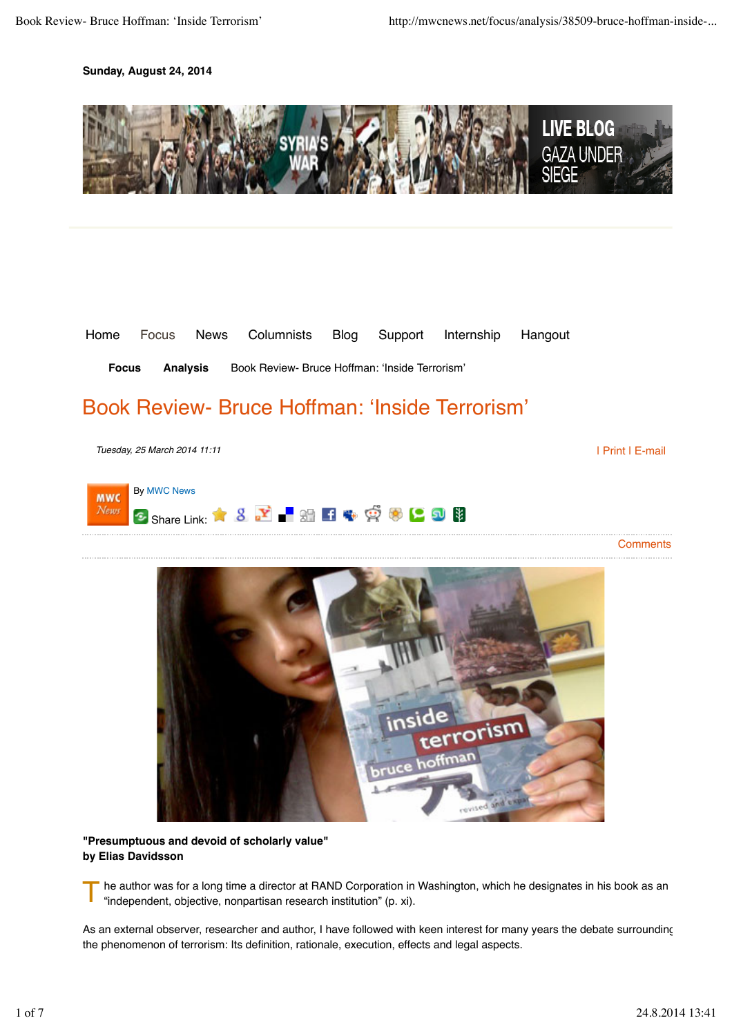Sunday, August 24, 2014

Home Focus News Columnists Blog Support Internship Hangout

Focus Analysis Book Review- Bruce Hoffman: ‘Inside Terrorism’

# Book Review- Bruce Hoffman: ‘Inside Terrorism’

*Tuesday, 25 March 2014 11:11*

I Print I E-mail

By MWC News

Share Link:

Comments

**"Presumptuous and devoid of scholarly value"**
**by Elias Davidsson**

The author was for a long time a director at RAND Corporation in Washington, which he designates in his book as an “independent, objective, nonpartisan research institution” (p. xi).

As an external observer, researcher and author, I have followed with keen interest for many years the debate surrounding the phenomenon of terrorism: Its definition, rationale, execution, effects and legal aspects.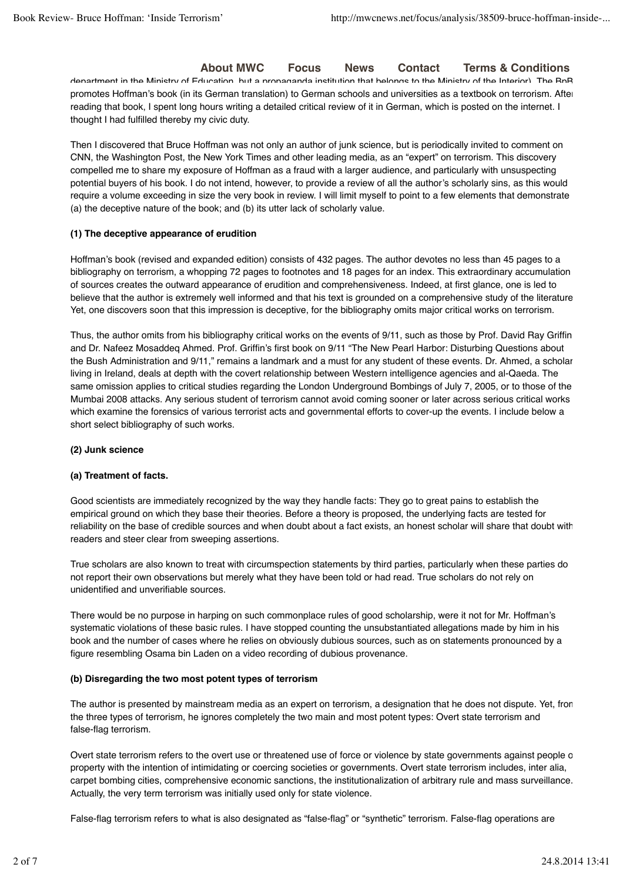department in the Ministry of Education, but a propaganda institution that belongs to the Ministry of the Interior). The BpB promotes Hoffman's book (in its German translation) to German schools and universities as a textbook on terrorism. After reading that book, I spent long hours writing a detailed critical review of it in German, which is posted on the internet. I thought I had fulfilled thereby my civic duty.

Then I discovered that Bruce Hoffman was not only an author of junk science, but is periodically invited to comment on CNN, the Washington Post, the New York Times and other leading media, as an "expert" on terrorism. This discovery compelled me to share my exposure of Hoffman as a fraud with a larger audience, and particularly with unsuspecting potential buyers of his book. I do not intend, however, to provide a review of all the author's scholarly sins, as this would require a volume exceeding in size the very book in review. I will limit myself to point to a few elements that demonstrate (a) the deceptive nature of the book; and (b) its utter lack of scholarly value.

**(1) The deceptive appearance of erudition**

Hoffman's book (revised and expanded edition) consists of 432 pages. The author devotes no less than 45 pages to a bibliography on terrorism, a whopping 72 pages to footnotes and 18 pages for an index. This extraordinary accumulation of sources creates the outward appearance of erudition and comprehensiveness. Indeed, at first glance, one is led to believe that the author is extremely well informed and that his text is grounded on a comprehensive study of the literature. Yet, one discovers soon that this impression is deceptive, for the bibliography omits major critical works on terrorism.

Thus, the author omits from his bibliography critical works on the events of 9/11, such as those by Prof. David Ray Griffin and Dr. Nafeez Mosaddeq Ahmed. Prof. Griffin's first book on 9/11 "The New Pearl Harbor: Disturbing Questions about the Bush Administration and 9/11," remains a landmark and a must for any student of these events. Dr. Ahmed, a scholar living in Ireland, deals at depth with the covert relationship between Western intelligence agencies and al-Qaeda. The same omission applies to critical studies regarding the London Underground Bombings of July 7, 2005, or to those of the Mumbai 2008 attacks. Any serious student of terrorism cannot avoid coming sooner or later across serious critical works which examine the forensics of various terrorist acts and governmental efforts to cover-up the events. I include below a short select bibliography of such works.

**(2) Junk science**

**(a) Treatment of facts.**

Good scientists are immediately recognized by the way they handle facts: They go to great pains to establish the empirical ground on which they base their theories. Before a theory is proposed, the underlying facts are tested for reliability on the base of credible sources and when doubt about a fact exists, an honest scholar will share that doubt with readers and steer clear from sweeping assertions.

True scholars are also known to treat with circumspection statements by third parties, particularly when these parties do not report their own observations but merely what they have been told or had read. True scholars do not rely on unidentified and unverifiable sources.

There would be no purpose in harping on such commonplace rules of good scholarship, were it not for Mr. Hoffman's systematic violations of these basic rules. I have stopped counting the unsubstantiated allegations made by him in his book and the number of cases where he relies on obviously dubious sources, such as on statements pronounced by a figure resembling Osama bin Laden on a video recording of dubious provenance.

**(b) Disregarding the two most potent types of terrorism**

The author is presented by mainstream media as an expert on terrorism, a designation that he does not dispute. Yet, from the three types of terrorism, he ignores completely the two main and most potent types: Overt state terrorism and false-flag terrorism.

Overt state terrorism refers to the overt use or threatened use of force or violence by state governments against people or property with the intention of intimidating or coercing societies or governments. Overt state terrorism includes, inter alia, carpet bombing cities, comprehensive economic sanctions, the institutionalization of arbitrary rule and mass surveillance. Actually, the very term terrorism was initially used only for state violence.

False-flag terrorism refers to what is also designated as "false-flag" or "synthetic" terrorism. False-flag operations are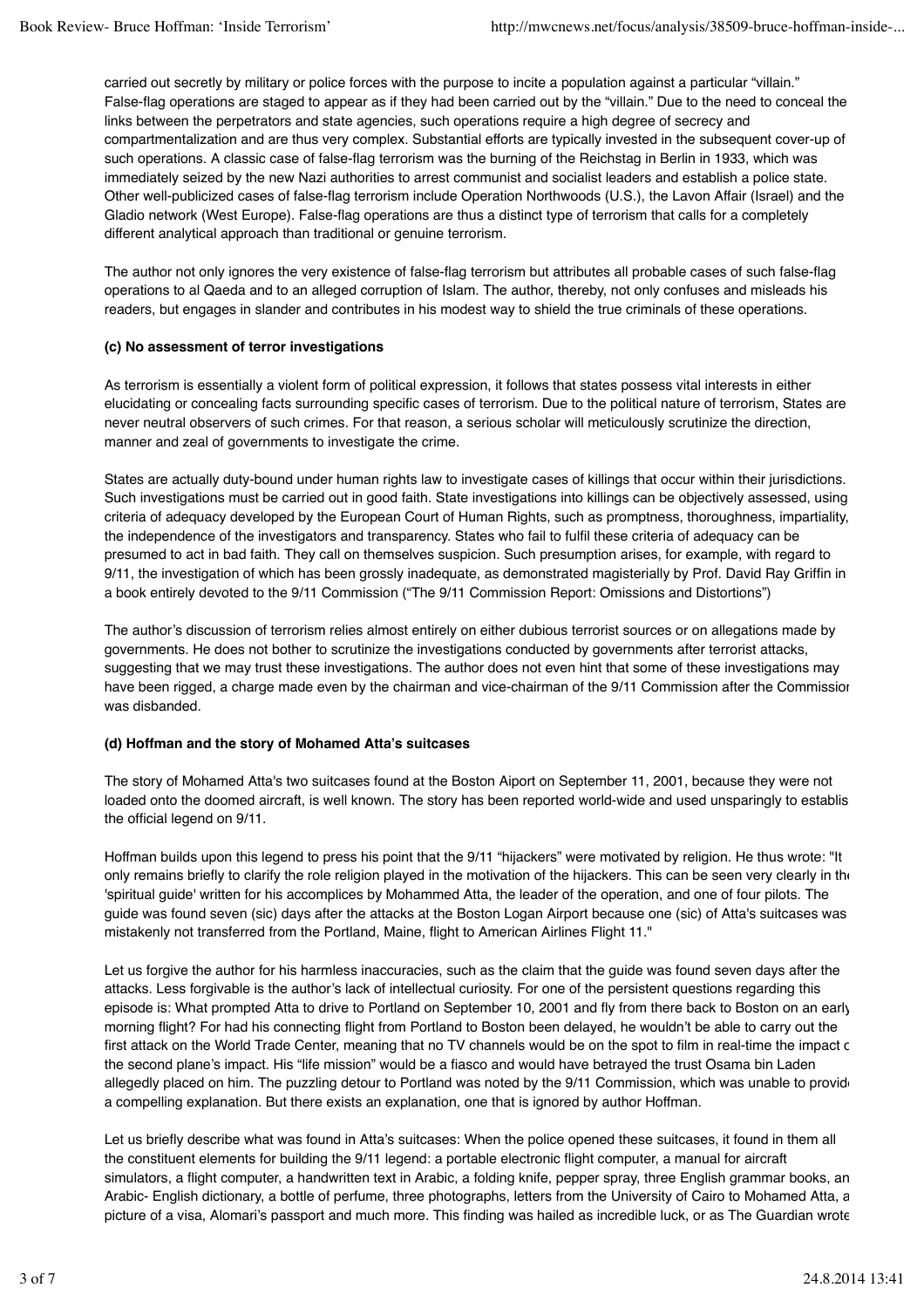carried out secretly by military or police forces with the purpose to incite a population against a particular "villain." False-flag operations are staged to appear as if they had been carried out by the "villain." Due to the need to conceal the links between the perpetrators and state agencies, such operations require a high degree of secrecy and compartmentalization and are thus very complex. Substantial efforts are typically invested in the subsequent cover-up of such operations. A classic case of false-flag terrorism was the burning of the Reichstag in Berlin in 1933, which was immediately seized by the new Nazi authorities to arrest communist and socialist leaders and establish a police state. Other well-publicized cases of false-flag terrorism include Operation Northwoods (U.S.), the Lavon Affair (Israel) and the Gladio network (West Europe). False-flag operations are thus a distinct type of terrorism that calls for a completely different analytical approach than traditional or genuine terrorism.

The author not only ignores the very existence of false-flag terrorism but attributes all probable cases of such false-flag operations to al Qaeda and to an alleged corruption of Islam. The author, thereby, not only confuses and misleads his readers, but engages in slander and contributes in his modest way to shield the true criminals of these operations.

**(c) No assessment of terror investigations**

As terrorism is essentially a violent form of political expression, it follows that states possess vital interests in either elucidating or concealing facts surrounding specific cases of terrorism. Due to the political nature of terrorism, States are never neutral observers of such crimes. For that reason, a serious scholar will meticulously scrutinize the direction, manner and zeal of governments to investigate the crime.

States are actually duty-bound under human rights law to investigate cases of killings that occur within their jurisdictions. Such investigations must be carried out in good faith. State investigations into killings can be objectively assessed, using criteria of adequacy developed by the European Court of Human Rights, such as promptness, thoroughness, impartiality, the independence of the investigators and transparency. States who fail to fulfil these criteria of adequacy can be presumed to act in bad faith. They call on themselves suspicion. Such presumption arises, for example, with regard to 9/11, the investigation of which has been grossly inadequate, as demonstrated magisterially by Prof. David Ray Griffin in a book entirely devoted to the 9/11 Commission ("The 9/11 Commission Report: Omissions and Distortions")

The author's discussion of terrorism relies almost entirely on either dubious terrorist sources or on allegations made by governments. He does not bother to scrutinize the investigations conducted by governments after terrorist attacks, suggesting that we may trust these investigations. The author does not even hint that some of these investigations may have been rigged, a charge made even by the chairman and vice-chairman of the 9/11 Commission after the Commission was disbanded.

**(d) Hoffman and the story of Mohamed Atta's suitcases**

The story of Mohamed Atta's two suitcases found at the Boston Aiport on September 11, 2001, because they were not loaded onto the doomed aircraft, is well known. The story has been reported world-wide and used unsparingly to establish the official legend on 9/11.

Hoffman builds upon this legend to press his point that the 9/11 "hijackers" were motivated by religion. He thus wrote: "It only remains briefly to clarify the role religion played in the motivation of the hijackers. This can be seen very clearly in the 'spiritual guide' written for his accomplices by Mohammed Atta, the leader of the operation, and one of four pilots. The guide was found seven (sic) days after the attacks at the Boston Logan Airport because one (sic) of Atta's suitcases was mistakenly not transferred from the Portland, Maine, flight to American Airlines Flight 11."

Let us forgive the author for his harmless inaccuracies, such as the claim that the guide was found seven days after the attacks. Less forgivable is the author's lack of intellectual curiosity. For one of the persistent questions regarding this episode is: What prompted Atta to drive to Portland on September 10, 2001 and fly from there back to Boston on an early morning flight? For had his connecting flight from Portland to Boston been delayed, he wouldn't be able to carry out the first attack on the World Trade Center, meaning that no TV channels would be on the spot to film in real-time the impact of the second plane's impact. His "life mission" would be a fiasco and would have betrayed the trust Osama bin Laden allegedly placed on him. The puzzling detour to Portland was noted by the 9/11 Commission, which was unable to provide a compelling explanation. But there exists an explanation, one that is ignored by author Hoffman.

Let us briefly describe what was found in Atta's suitcases: When the police opened these suitcases, it found in them all the constituent elements for building the 9/11 legend: a portable electronic flight computer, a manual for aircraft simulators, a flight computer, a handwritten text in Arabic, a folding knife, pepper spray, three English grammar books, an Arabic- English dictionary, a bottle of perfume, three photographs, letters from the University of Cairo to Mohamed Atta, a picture of a visa, Alomari's passport and much more. This finding was hailed as incredible luck, or as The Guardian wrote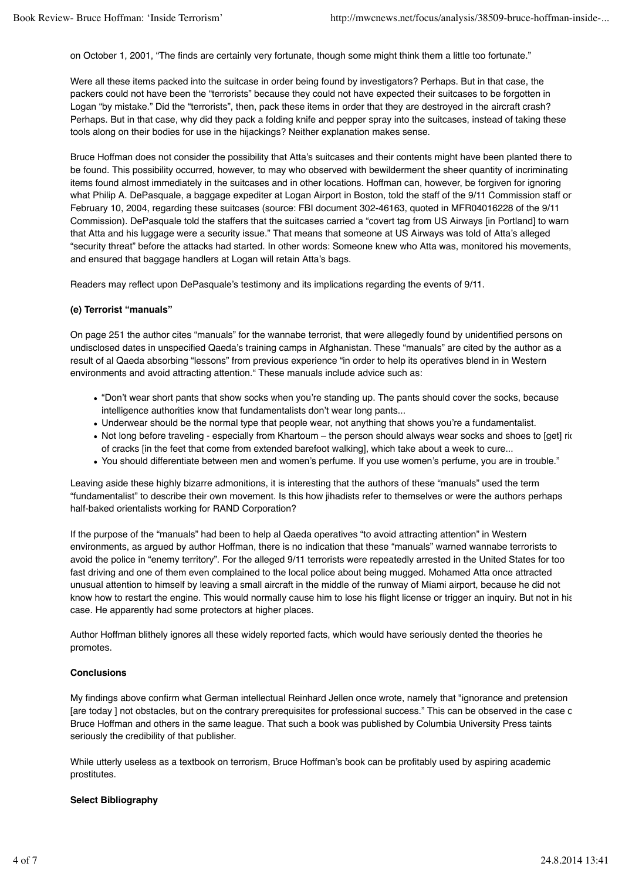on October 1, 2001, "The finds are certainly very fortunate, though some might think them a little too fortunate."

Were all these items packed into the suitcase in order being found by investigators? Perhaps. But in that case, the packers could not have been the "terrorists" because they could not have expected their suitcases to be forgotten in Logan "by mistake." Did the "terrorists", then, pack these items in order that they are destroyed in the aircraft crash? Perhaps. But in that case, why did they pack a folding knife and pepper spray into the suitcases, instead of taking these tools along on their bodies for use in the hijackings? Neither explanation makes sense.

Bruce Hoffman does not consider the possibility that Atta's suitcases and their contents might have been planted there to be found. This possibility occurred, however, to may who observed with bewilderment the sheer quantity of incriminating items found almost immediately in the suitcases and in other locations. Hoffman can, however, be forgiven for ignoring what Philip A. DePasquale, a baggage expediter at Logan Airport in Boston, told the staff of the 9/11 Commission staff on February 10, 2004, regarding these suitcases (source: FBI document 302-46163, quoted in MFR04016228 of the 9/11 Commission). DePasquale told the staffers that the suitcases carried a "covert tag from US Airways [in Portland] to warn that Atta and his luggage were a security issue." That means that someone at US Airways was told of Atta's alleged "security threat" before the attacks had started. In other words: Someone knew who Atta was, monitored his movements, and ensured that baggage handlers at Logan will retain Atta's bags.

Readers may reflect upon DePasquale's testimony and its implications regarding the events of 9/11.

**(e) Terrorist "manuals"**

On page 251 the author cites "manuals" for the wannabe terrorist, that were allegedly found by unidentified persons on undisclosed dates in unspecified Qaeda's training camps in Afghanistan. These "manuals" are cited by the author as a result of al Qaeda absorbing "lessons" from previous experience "in order to help its operatives blend in in Western environments and avoid attracting attention." These manuals include advice such as:

- "Don't wear short pants that show socks when you're standing up. The pants should cover the socks, because intelligence authorities know that fundamentalists don't wear long pants...
- Underwear should be the normal type that people wear, not anything that shows you're a fundamentalist.
- Not long before traveling - especially from Khartoum – the person should always wear socks and shoes to [get] rid of cracks [in the feet that come from extended barefoot walking], which take about a week to cure...
- You should differentiate between men and women's perfume. If you use women's perfume, you are in trouble."

Leaving aside these highly bizarre admonitions, it is interesting that the authors of these "manuals" used the term "fundamentalist" to describe their own movement. Is this how jihadists refer to themselves or were the authors perhaps half-baked orientalists working for RAND Corporation?

If the purpose of the "manuals" had been to help al Qaeda operatives "to avoid attracting attention" in Western environments, as argued by author Hoffman, there is no indication that these "manuals" warned wannabe terrorists to avoid the police in "enemy territory". For the alleged 9/11 terrorists were repeatedly arrested in the United States for too fast driving and one of them even complained to the local police about being mugged. Mohamed Atta once attracted unusual attention to himself by leaving a small aircraft in the middle of the runway of Miami airport, because he did not know how to restart the engine. This would normally cause him to lose his flight license or trigger an inquiry. But not in his case. He apparently had some protectors at higher places.

Author Hoffman blithely ignores all these widely reported facts, which would have seriously dented the theories he promotes.

**Conclusions**

My findings above confirm what German intellectual Reinhard Jellen once wrote, namely that "ignorance and pretension [are today ] not obstacles, but on the contrary prerequisites for professional success." This can be observed in the case of Bruce Hoffman and others in the same league. That such a book was published by Columbia University Press taints seriously the credibility of that publisher.

While utterly useless as a textbook on terrorism, Bruce Hoffman's book can be profitably used by aspiring academic prostitutes.

**Select Bibliography**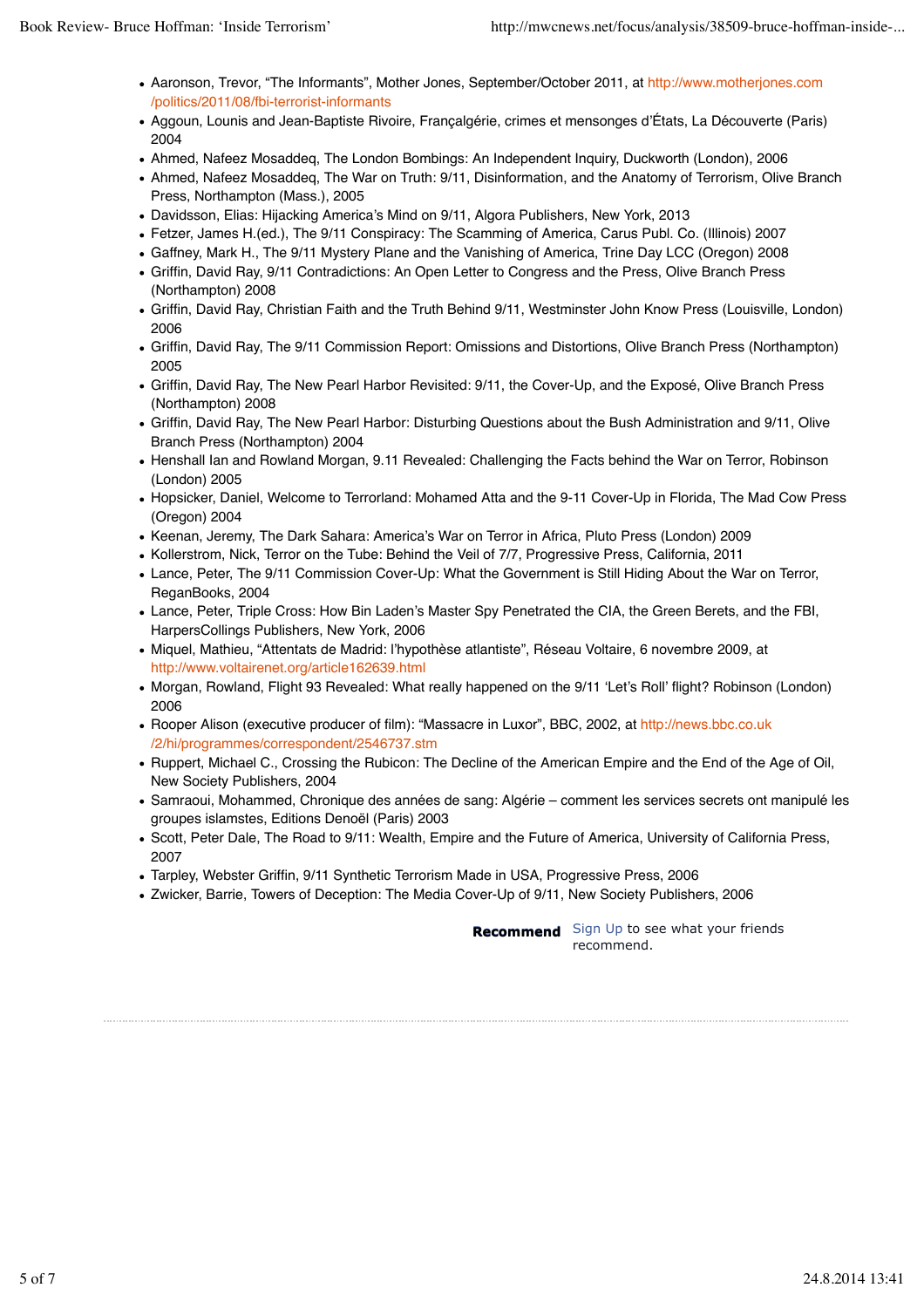- Aaronson, Trevor, “The Informants”, Mother Jones, September/October 2011, at http://www.motherjones.com/politics/2011/08/fbi-terrorist-informants
- Aggoun, Lounis and Jean-Baptiste Rivoire, Françalgérie, crimes et mensonges d’États, La Découverte (Paris) 2004
- Ahmed, Nafeez Mosaddeq, The London Bombings: An Independent Inquiry, Duckworth (London), 2006
- Ahmed, Nafeez Mosaddeq, The War on Truth: 9/11, Disinformation, and the Anatomy of Terrorism, Olive Branch Press, Northampton (Mass.), 2005
- Davidsson, Elias: Hijacking America’s Mind on 9/11, Algora Publishers, New York, 2013
- Fetzer, James H.(ed.), The 9/11 Conspiracy: The Scamming of America, Carus Publ. Co. (Illinois) 2007
- Gaffney, Mark H., The 9/11 Mystery Plane and the Vanishing of America, Trine Day LCC (Oregon) 2008
- Griffin, David Ray, 9/11 Contradictions: An Open Letter to Congress and the Press, Olive Branch Press (Northampton) 2008
- Griffin, David Ray, Christian Faith and the Truth Behind 9/11, Westminster John Know Press (Louisville, London) 2006
- Griffin, David Ray, The 9/11 Commission Report: Omissions and Distortions, Olive Branch Press (Northampton) 2005
- Griffin, David Ray, The New Pearl Harbor Revisited: 9/11, the Cover-Up, and the Exposé, Olive Branch Press (Northampton) 2008
- Griffin, David Ray, The New Pearl Harbor: Disturbing Questions about the Bush Administration and 9/11, Olive Branch Press (Northampton) 2004
- Henshall Ian and Rowland Morgan, 9.11 Revealed: Challenging the Facts behind the War on Terror, Robinson (London) 2005
- Hopsicker, Daniel, Welcome to Terrorland: Mohamed Atta and the 9-11 Cover-Up in Florida, The Mad Cow Press (Oregon) 2004
- Keenan, Jeremy, The Dark Sahara: America’s War on Terror in Africa, Pluto Press (London) 2009
- Kollerstrom, Nick, Terror on the Tube: Behind the Veil of 7/7, Progressive Press, California, 2011
- Lance, Peter, The 9/11 Commission Cover-Up: What the Government is Still Hiding About the War on Terror, ReganBooks, 2004
- Lance, Peter, Triple Cross: How Bin Laden’s Master Spy Penetrated the CIA, the Green Berets, and the FBI, HarpersCollings Publishers, New York, 2006
- Miquel, Mathieu, “Attentats de Madrid: l’hypothèse atlantiste”, Réseau Voltaire, 6 novembre 2009, at http://www.voltairenet.org/article162639.html
- Morgan, Rowland, Flight 93 Revealed: What really happened on the 9/11 ‘Let’s Roll’ flight? Robinson (London) 2006
- Rooper Alison (executive producer of film): “Massacre in Luxor”, BBC, 2002, at http://news.bbc.co.uk/2/hi/programmes/correspondent/2546737.stm
- Ruppert, Michael C., Crossing the Rubicon: The Decline of the American Empire and the End of the Age of Oil, New Society Publishers, 2004
- Samraoui, Mohammed, Chronique des années de sang: Algérie – comment les services secrets ont manipulé les groupes islamstes, Editions Denoël (Paris) 2003
- Scott, Peter Dale, The Road to 9/11: Wealth, Empire and the Future of America, University of California Press, 2007
- Tarpley, Webster Griffin, 9/11 Synthetic Terrorism Made in USA, Progressive Press, 2006
- Zwicker, Barrie, Towers of Deception: The Media Cover-Up of 9/11, New Society Publishers, 2006

**Recommend** Sign Up to see what your friends recommend.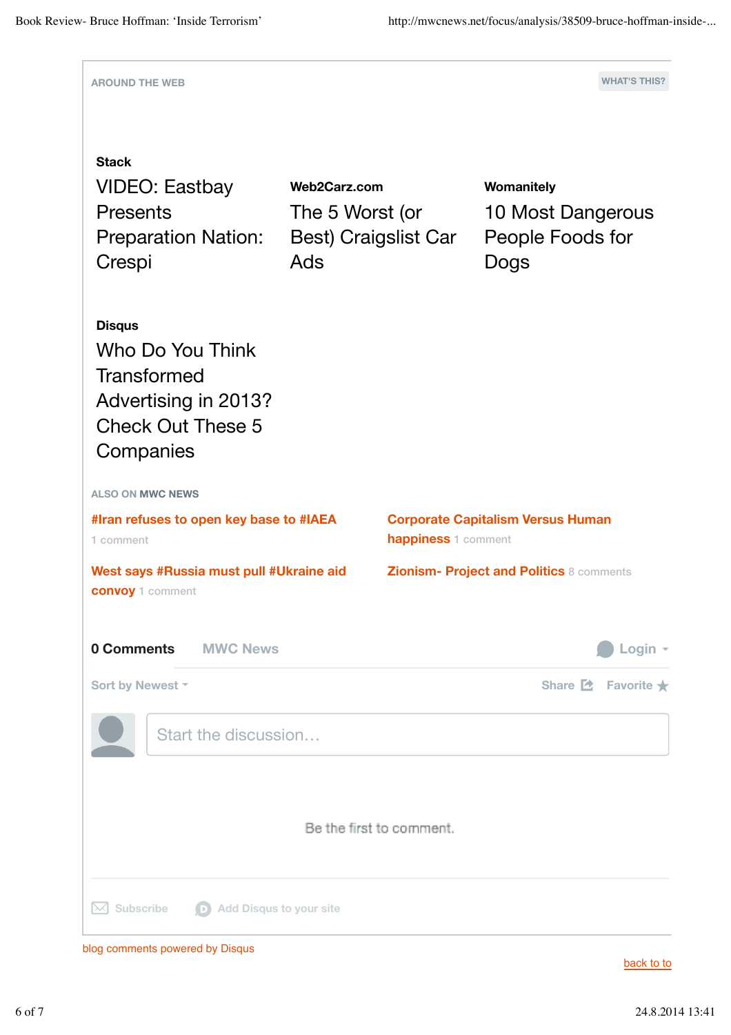AROUND THE WEB

WHAT'S THIS?

**Stack**
VIDEO: Eastbay Presents Preparation Nation: Crespi

**Web2Carz.com**
The 5 Worst (or Best) Craigslist Car Ads

**Womanitely**
10 Most Dangerous People Foods for Dogs

**Disqus**
Who Do You Think Transformed Advertising in 2013? Check Out These 5 Companies

ALSO ON **MWC NEWS**

**#Iran refuses to open key base to #IAEA** 1 comment

**Corporate Capitalism Versus Human happiness** 1 comment

**West says #Russia must pull #Ukraine aid convoy** 1 comment

**Zionism- Project and Politics** 8 comments

**0 Comments** MWC News Login

Sort by Newest Share Favorite

Start the discussion…

Be the first to comment.

Subscribe Add Disqus to your site

blog comments powered by Disqus

back to to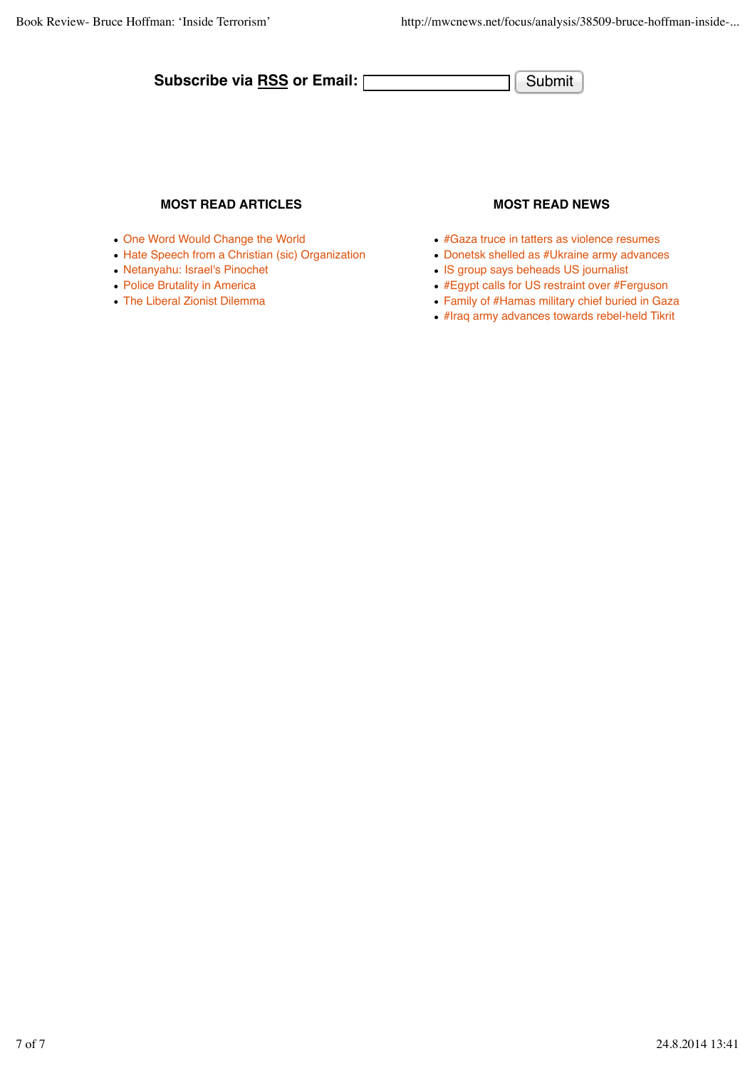**Subscribe via RSS or Email:** Submit

**MOST READ ARTICLES**

- One Word Would Change the World
- Hate Speech from a Christian (sic) Organization
- Netanyahu: Israel's Pinochet
- Police Brutality in America
- The Liberal Zionist Dilemma

**MOST READ NEWS**

- #Gaza truce in tatters as violence resumes
- Donetsk shelled as #Ukraine army advances
- IS group says beheads US journalist
- #Egypt calls for US restraint over #Ferguson
- Family of #Hamas military chief buried in Gaza
- #Iraq army advances towards rebel-held Tikrit